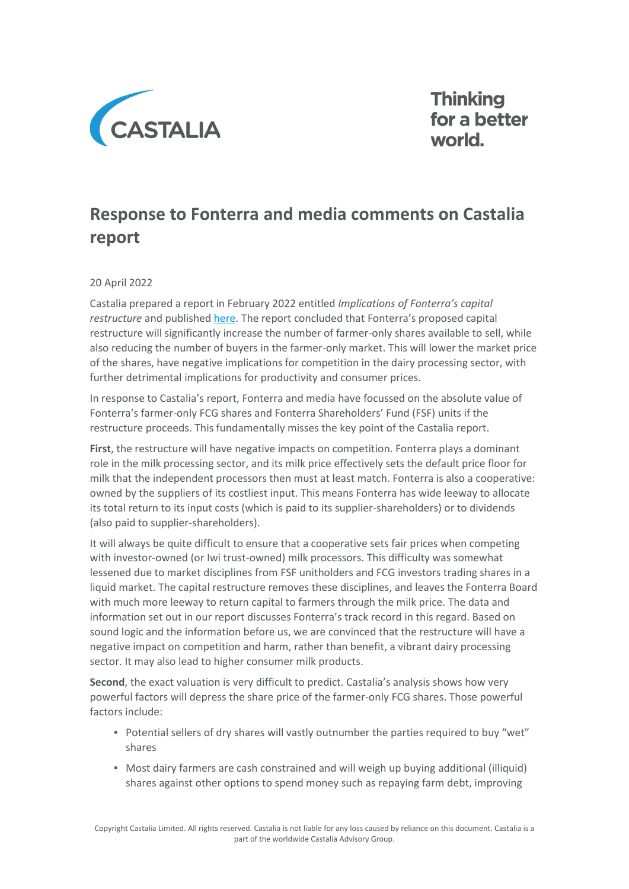# Response to Fonterra and media comments on Castalia report

20 April 2022

Castalia prepared a report in February 2022 entitled *Implications of Fonterra's capital restructure* and published [here](). The report concluded that Fonterra's proposed capital restructure will significantly increase the number of farmer-only shares available to sell, while also reducing the number of buyers in the farmer-only market. This will lower the market price of the shares, have negative implications for competition in the dairy processing sector, with further detrimental implications for productivity and consumer prices.

In response to Castalia's report, Fonterra and media have focussed on the absolute value of Fonterra's farmer-only FCG shares and Fonterra Shareholders' Fund (FSF) units if the restructure proceeds. This fundamentally misses the key point of the Castalia report.

**First**, the restructure will have negative impacts on competition. Fonterra plays a dominant role in the milk processing sector, and its milk price effectively sets the default price floor for milk that the independent processors then must at least match. Fonterra is also a cooperative: owned by the suppliers of its costliest input. This means Fonterra has wide leeway to allocate its total return to its input costs (which is paid to its supplier-shareholders) or to dividends (also paid to supplier-shareholders).

It will always be quite difficult to ensure that a cooperative sets fair prices when competing with investor-owned (or Iwi trust-owned) milk processors. This difficulty was somewhat lessened due to market disciplines from FSF unitholders and FCG investors trading shares in a liquid market. The capital restructure removes these disciplines, and leaves the Fonterra Board with much more leeway to return capital to farmers through the milk price. The data and information set out in our report discusses Fonterra's track record in this regard. Based on sound logic and the information before us, we are convinced that the restructure will have a negative impact on competition and harm, rather than benefit, a vibrant dairy processing sector. It may also lead to higher consumer milk products.

**Second**, the exact valuation is very difficult to predict. Castalia's analysis shows how very powerful factors will depress the share price of the farmer-only FCG shares. Those powerful factors include:

- Potential sellers of dry shares will vastly outnumber the parties required to buy "wet" shares
- Most dairy farmers are cash constrained and will weigh up buying additional (illiquid) shares against other options to spend money such as repaying farm debt, improving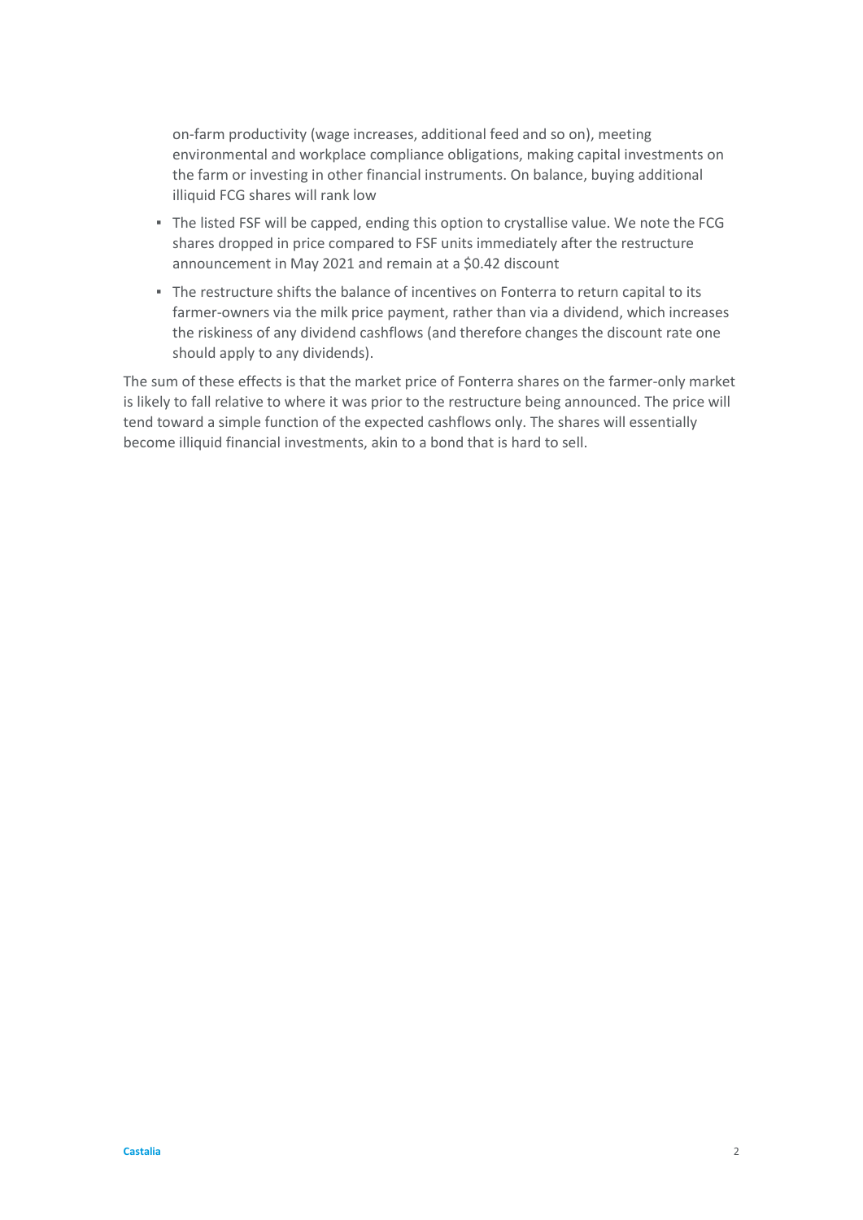on-farm productivity (wage increases, additional feed and so on), meeting environmental and workplace compliance obligations, making capital investments on the farm or investing in other financial instruments. On balance, buying additional illiquid FCG shares will rank low

- The listed FSF will be capped, ending this option to crystallise value. We note the FCG shares dropped in price compared to FSF units immediately after the restructure announcement in May 2021 and remain at a $0.42 discount
- The restructure shifts the balance of incentives on Fonterra to return capital to its farmer-owners via the milk price payment, rather than via a dividend, which increases the riskiness of any dividend cashflows (and therefore changes the discount rate one should apply to any dividends).

The sum of these effects is that the market price of Fonterra shares on the farmer-only market is likely to fall relative to where it was prior to the restructure being announced. The price will tend toward a simple function of the expected cashflows only. The shares will essentially become illiquid financial investments, akin to a bond that is hard to sell.